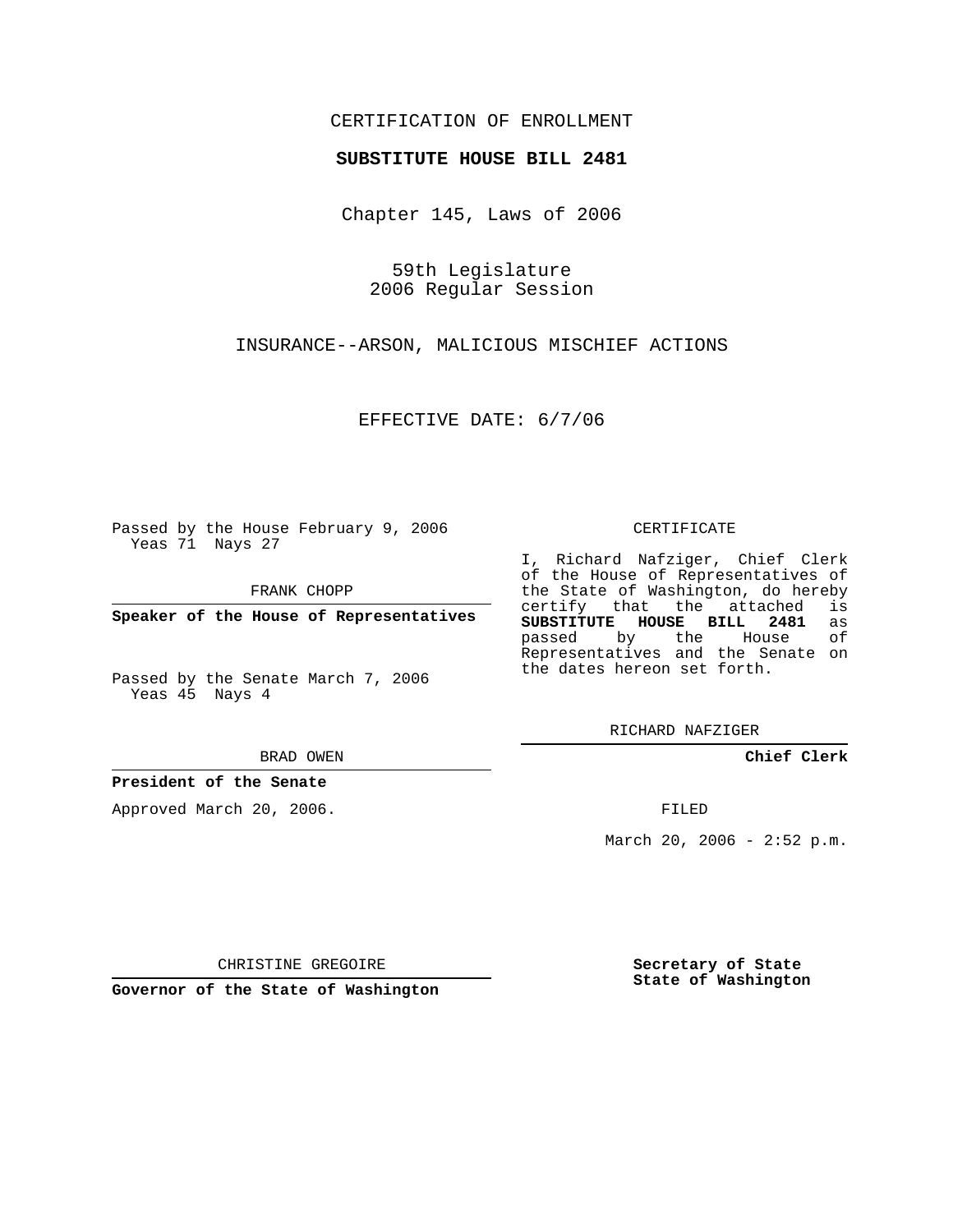CERTIFICATION OF ENROLLMENT

**SUBSTITUTE HOUSE BILL 2481**

Chapter 145, Laws of 2006

59th Legislature
2006 Regular Session

INSURANCE--ARSON, MALICIOUS MISCHIEF ACTIONS

EFFECTIVE DATE: 6/7/06

Passed by the House February 9, 2006
Yeas 71 Nays 27

FRANK CHOPP

**Speaker of the House of Representatives**

Passed by the Senate March 7, 2006
Yeas 45 Nays 4

BRAD OWEN

**President of the Senate**

Approved March 20, 2006.

CHRISTINE GREGOIRE

**Governor of the State of Washington**

CERTIFICATE

I, Richard Nafziger, Chief Clerk of the House of Representatives of the State of Washington, do hereby certify that the attached is **SUBSTITUTE HOUSE BILL 2481** as passed by the House of Representatives and the Senate on the dates hereon set forth.

RICHARD NAFZIGER

**Chief Clerk**

FILED

March 20, 2006 - 2:52 p.m.

**Secretary of State**
**State of Washington**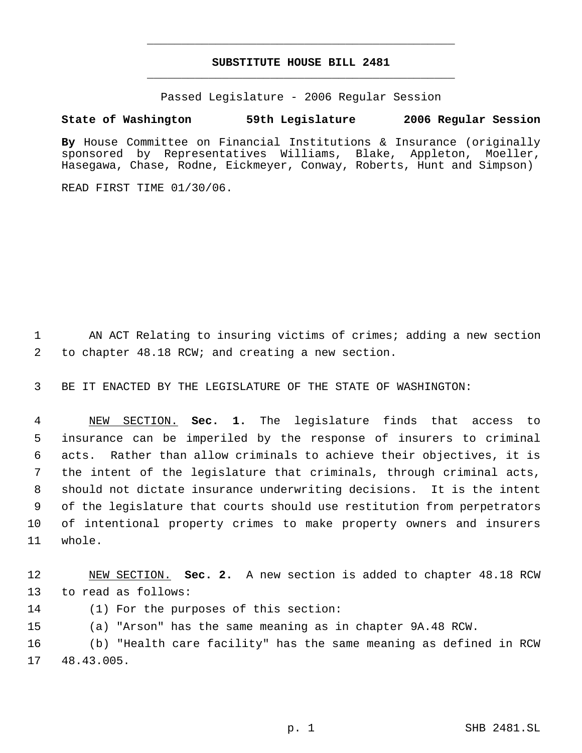# SUBSTITUTE HOUSE BILL 2481

Passed Legislature - 2006 Regular Session

**State of Washington 59th Legislature 2006 Regular Session**

**By** House Committee on Financial Institutions & Insurance (originally sponsored by Representatives Williams, Blake, Appleton, Moeller, Hasegawa, Chase, Rodne, Eickmeyer, Conway, Roberts, Hunt and Simpson)

READ FIRST TIME 01/30/06.

AN ACT Relating to insuring victims of crimes; adding a new section to chapter 48.18 RCW; and creating a new section.

BE IT ENACTED BY THE LEGISLATURE OF THE STATE OF WASHINGTON:

NEW SECTION. **Sec. 1.** The legislature finds that access to insurance can be imperiled by the response of insurers to criminal acts. Rather than allow criminals to achieve their objectives, it is the intent of the legislature that criminals, through criminal acts, should not dictate insurance underwriting decisions. It is the intent of the legislature that courts should use restitution from perpetrators of intentional property crimes to make property owners and insurers whole.

NEW SECTION. **Sec. 2.** A new section is added to chapter 48.18 RCW to read as follows:

(1) For the purposes of this section:

(a) "Arson" has the same meaning as in chapter 9A.48 RCW.

(b) "Health care facility" has the same meaning as defined in RCW 48.43.005.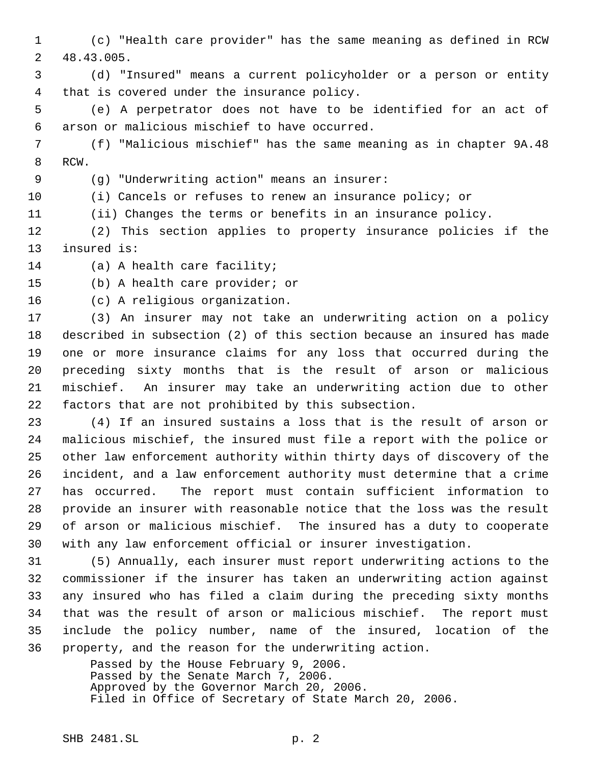(c) "Health care provider" has the same meaning as defined in RCW 48.43.005.

(d) "Insured" means a current policyholder or a person or entity that is covered under the insurance policy.

(e) A perpetrator does not have to be identified for an act of arson or malicious mischief to have occurred.

(f) "Malicious mischief" has the same meaning as in chapter 9A.48 RCW.

(g) "Underwriting action" means an insurer:

(i) Cancels or refuses to renew an insurance policy; or

(ii) Changes the terms or benefits in an insurance policy.

(2) This section applies to property insurance policies if the insured is:

(a) A health care facility;

(b) A health care provider; or

(c) A religious organization.

(3) An insurer may not take an underwriting action on a policy described in subsection (2) of this section because an insured has made one or more insurance claims for any loss that occurred during the preceding sixty months that is the result of arson or malicious mischief. An insurer may take an underwriting action due to other factors that are not prohibited by this subsection.

(4) If an insured sustains a loss that is the result of arson or malicious mischief, the insured must file a report with the police or other law enforcement authority within thirty days of discovery of the incident, and a law enforcement authority must determine that a crime has occurred. The report must contain sufficient information to provide an insurer with reasonable notice that the loss was the result of arson or malicious mischief. The insured has a duty to cooperate with any law enforcement official or insurer investigation.

(5) Annually, each insurer must report underwriting actions to the commissioner if the insurer has taken an underwriting action against any insured who has filed a claim during the preceding sixty months that was the result of arson or malicious mischief. The report must include the policy number, name of the insured, location of the property, and the reason for the underwriting action.

Passed by the House February 9, 2006.
Passed by the Senate March 7, 2006.
Approved by the Governor March 20, 2006.
Filed in Office of Secretary of State March 20, 2006.